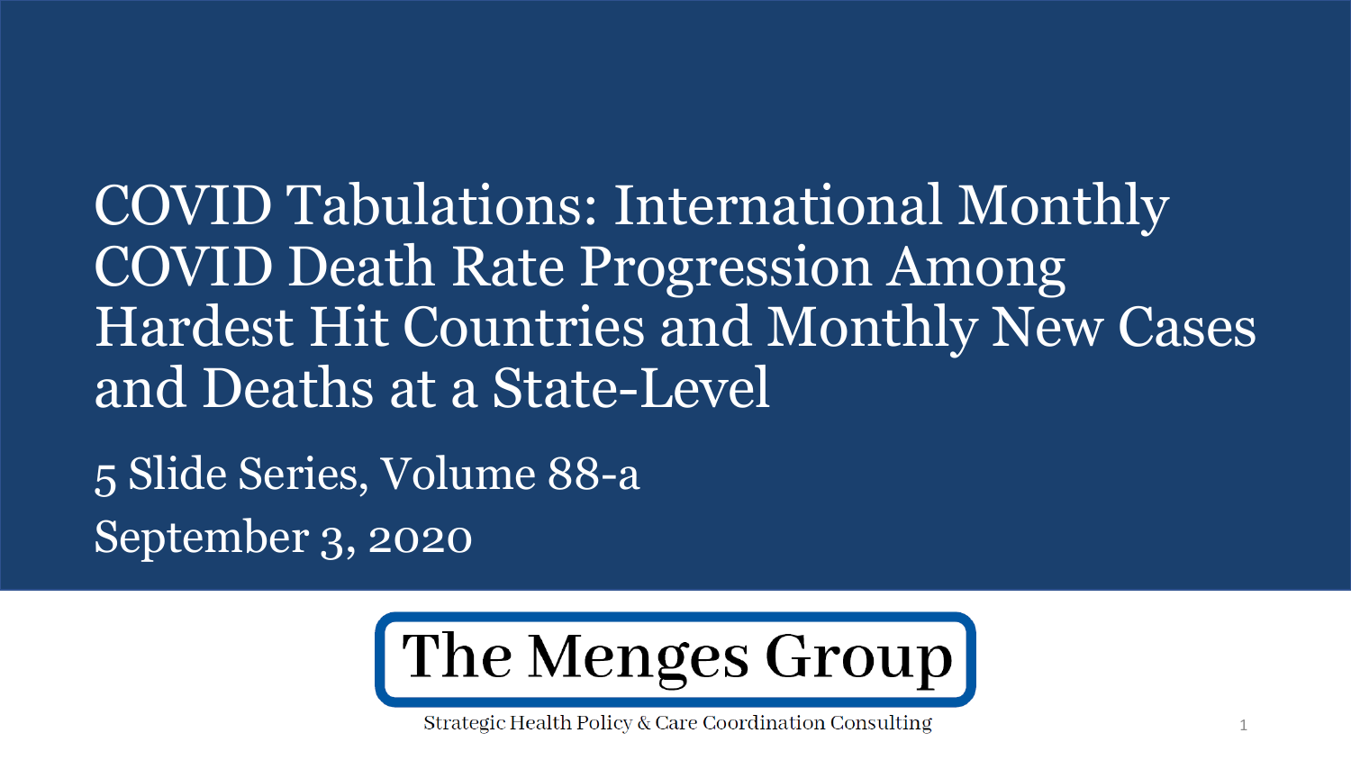# COVID Tabulations: International Monthly COVID Death Rate Progression Among Hardest Hit Countries and Monthly New Cases and Deaths at a State-Level

5 Slide Series, Volume 88-a

September 3, 2020

**The Menges Group**

Strategic Health Policy & Care Coordination Consulting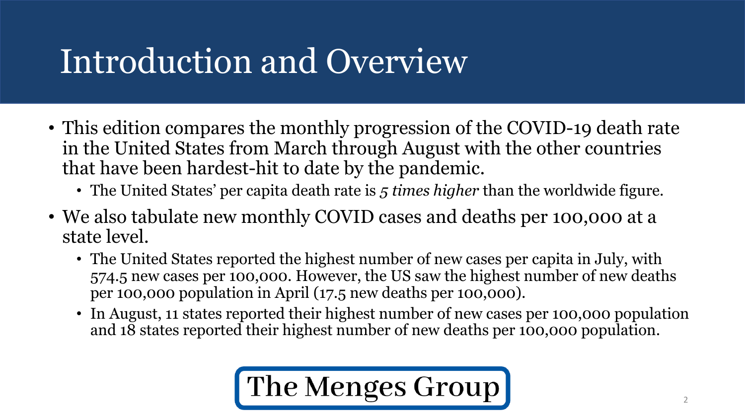# Introduction and Overview

- This edition compares the monthly progression of the COVID-19 death rate in the United States from March through August with the other countries that have been hardest-hit to date by the pandemic.
  - The United States' per capita death rate is *5 times higher* than the worldwide figure.
- We also tabulate new monthly COVID cases and deaths per 100,000 at a state level.
  - The United States reported the highest number of new cases per capita in July, with 574.5 new cases per 100,000. However, the US saw the highest number of new deaths per 100,000 population in April (17.5 new deaths per 100,000).
  - In August, 11 states reported their highest number of new cases per 100,000 population and 18 states reported their highest number of new deaths per 100,000 population.

**The Menges Group**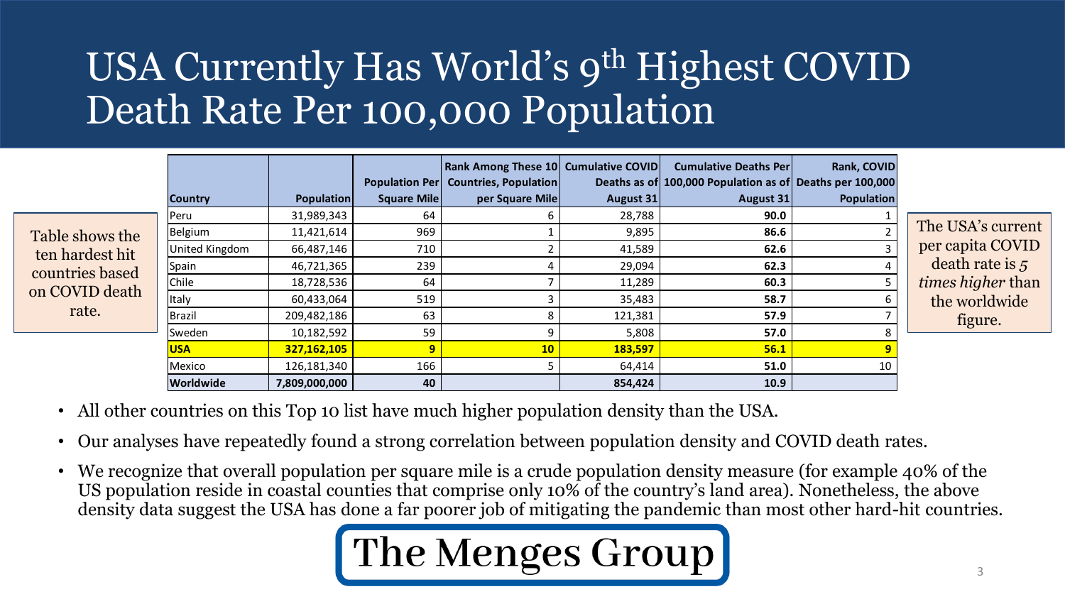# USA Currently Has World's 9th Highest COVID Death Rate Per 100,000 Population

Table shows the ten hardest hit countries based on COVID death rate.

| Country | Population | Population Per Square Mile | Rank Among These 10 Countries, Population per Square Mile | Cumulative COVID Deaths as of August 31 | Cumulative Deaths Per 100,000 Population as of August 31 | Rank, COVID Deaths per 100,000 Population |
|---|---|---|---|---|---|---|
| Peru | 31,989,343 | 64 | 6 | 28,788 | **90.0** | 1 |
| Belgium | 11,421,614 | 969 | 1 | 9,895 | **86.6** | 2 |
| United Kingdom | 66,487,146 | 710 | 2 | 41,589 | **62.6** | 3 |
| Spain | 46,721,365 | 239 | 4 | 29,094 | **62.3** | 4 |
| Chile | 18,728,536 | 64 | 7 | 11,289 | **60.3** | 5 |
| Italy | 60,433,064 | 519 | 3 | 35,483 | **58.7** | 6 |
| Brazil | 209,482,186 | 63 | 8 | 121,381 | **57.9** | 7 |
| Sweden | 10,182,592 | 59 | 9 | 5,808 | **57.0** | 8 |
| **USA** | **327,162,105** | **9** | **10** | **183,597** | **56.1** | **9** |
| Mexico | 126,181,340 | 166 | 5 | 64,414 | **51.0** | 10 |
| **Worldwide** | **7,809,000,000** | **40** | | **854,424** | **10.9** | |

The USA's current per capita COVID death rate is *5 times higher* than the worldwide figure.

- All other countries on this Top 10 list have much higher population density than the USA.
- Our analyses have repeatedly found a strong correlation between population density and COVID death rates.
- We recognize that overall population per square mile is a crude population density measure (for example 40% of the US population reside in coastal counties that comprise only 10% of the country's land area). Nonetheless, the above density data suggest the USA has done a far poorer job of mitigating the pandemic than most other hard-hit countries.

**The Menges Group**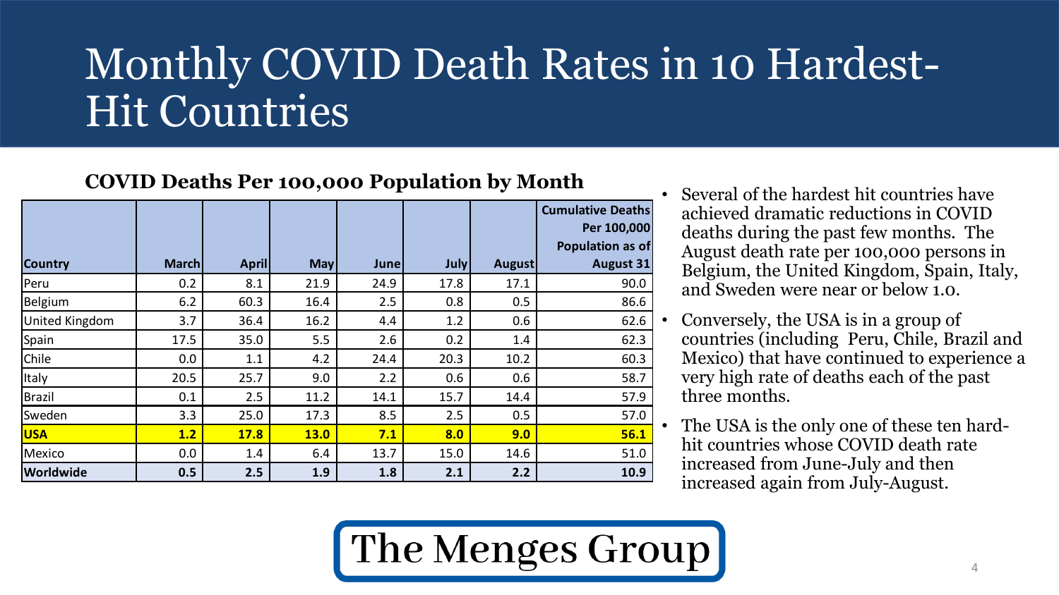# Monthly COVID Death Rates in 10 Hardest-Hit Countries

**COVID Deaths Per 100,000 Population by Month**

| Country | March | April | May | June | July | August | Cumulative Deaths Per 100,000 Population as of August 31 |
|---|---|---|---|---|---|---|---|
| Peru | 0.2 | 8.1 | 21.9 | 24.9 | 17.8 | 17.1 | 90.0 |
| Belgium | 6.2 | 60.3 | 16.4 | 2.5 | 0.8 | 0.5 | 86.6 |
| United Kingdom | 3.7 | 36.4 | 16.2 | 4.4 | 1.2 | 0.6 | 62.6 |
| Spain | 17.5 | 35.0 | 5.5 | 2.6 | 0.2 | 1.4 | 62.3 |
| Chile | 0.0 | 1.1 | 4.2 | 24.4 | 20.3 | 10.2 | 60.3 |
| Italy | 20.5 | 25.7 | 9.0 | 2.2 | 0.6 | 0.6 | 58.7 |
| Brazil | 0.1 | 2.5 | 11.2 | 14.1 | 15.7 | 14.4 | 57.9 |
| Sweden | 3.3 | 25.0 | 17.3 | 8.5 | 2.5 | 0.5 | 57.0 |
| **USA** | **1.2** | **17.8** | **13.0** | **7.1** | **8.0** | **9.0** | **56.1** |
| Mexico | 0.0 | 1.4 | 6.4 | 13.7 | 15.0 | 14.6 | 51.0 |
| **Worldwide** | **0.5** | **2.5** | **1.9** | **1.8** | **2.1** | **2.2** | **10.9** |

- Several of the hardest hit countries have achieved dramatic reductions in COVID deaths during the past few months. The August death rate per 100,000 persons in Belgium, the United Kingdom, Spain, Italy, and Sweden were near or below 1.0.
- Conversely, the USA is in a group of countries (including Peru, Chile, Brazil and Mexico) that have continued to experience a very high rate of deaths each of the past three months.
- The USA is the only one of these ten hard-hit countries whose COVID death rate increased from June-July and then increased again from July-August.

The Menges Group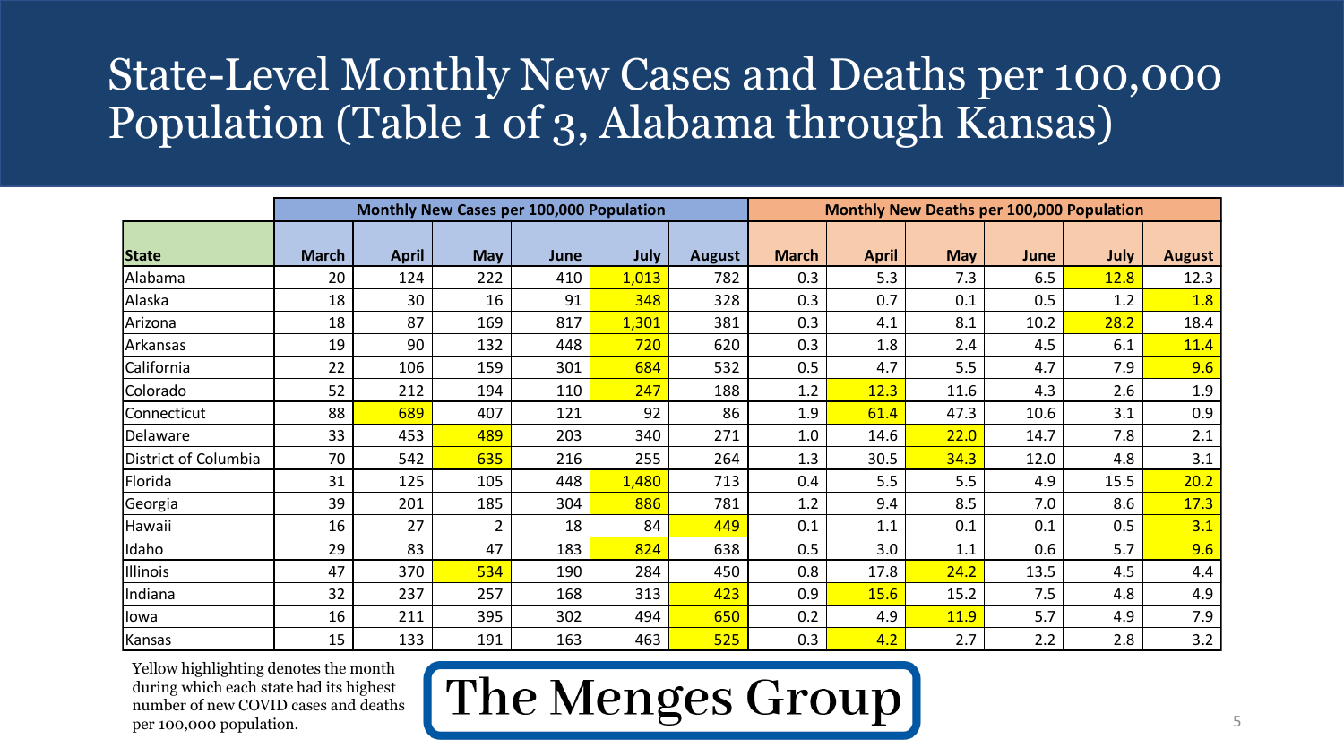# State-Level Monthly New Cases and Deaths per 100,000 Population (Table 1 of 3, Alabama through Kansas)

| | Monthly New Cases per 100,000 Population | | | | | | Monthly New Deaths per 100,000 Population | | | | | |
|---|---|---|---|---|---|---|---|---|---|---|---|---|
| State | March | April | May | June | July | August | March | April | May | June | July | August |
| Alabama | 20 | 124 | 222 | 410 | **1,013** | 782 | 0.3 | 5.3 | 7.3 | 6.5 | **12.8** | 12.3 |
| Alaska | 18 | 30 | 16 | 91 | **348** | 328 | 0.3 | 0.7 | 0.1 | 0.5 | 1.2 | **1.8** |
| Arizona | 18 | 87 | 169 | 817 | **1,301** | 381 | 0.3 | 4.1 | 8.1 | 10.2 | **28.2** | 18.4 |
| Arkansas | 19 | 90 | 132 | 448 | **720** | 620 | 0.3 | 1.8 | 2.4 | 4.5 | 6.1 | **11.4** |
| California | 22 | 106 | 159 | 301 | **684** | 532 | 0.5 | 4.7 | 5.5 | 4.7 | 7.9 | **9.6** |
| Colorado | 52 | 212 | 194 | 110 | **247** | 188 | 1.2 | **12.3** | 11.6 | 4.3 | 2.6 | 1.9 |
| Connecticut | 88 | **689** | 407 | 121 | 92 | 86 | 1.9 | **61.4** | 47.3 | 10.6 | 3.1 | 0.9 |
| Delaware | 33 | 453 | **489** | 203 | 340 | 271 | 1.0 | 14.6 | **22.0** | 14.7 | 7.8 | 2.1 |
| District of Columbia | 70 | 542 | **635** | 216 | 255 | 264 | 1.3 | 30.5 | **34.3** | 12.0 | 4.8 | 3.1 |
| Florida | 31 | 125 | 105 | 448 | **1,480** | 713 | 0.4 | 5.5 | 5.5 | 4.9 | 15.5 | **20.2** |
| Georgia | 39 | 201 | 185 | 304 | **886** | 781 | 1.2 | 9.4 | 8.5 | 7.0 | 8.6 | **17.3** |
| Hawaii | 16 | 27 | 2 | 18 | 84 | **449** | 0.1 | 1.1 | 0.1 | 0.1 | 0.5 | **3.1** |
| Idaho | 29 | 83 | 47 | 183 | **824** | 638 | 0.5 | 3.0 | 1.1 | 0.6 | 5.7 | **9.6** |
| Illinois | 47 | 370 | **534** | 190 | 284 | 450 | 0.8 | 17.8 | **24.2** | 13.5 | 4.5 | 4.4 |
| Indiana | 32 | 237 | 257 | 168 | 313 | **423** | 0.9 | **15.6** | 15.2 | 7.5 | 4.8 | 4.9 |
| Iowa | 16 | 211 | 395 | 302 | 494 | **650** | 0.2 | 4.9 | **11.9** | 5.7 | 4.9 | 7.9 |
| Kansas | 15 | 133 | 191 | 163 | 463 | **525** | 0.3 | **4.2** | 2.7 | 2.2 | 2.8 | 3.2 |

Yellow highlighting denotes the month during which each state had its highest number of new COVID cases and deaths per 100,000 population. (Highlighted values are shown in bold.)

The Menges Group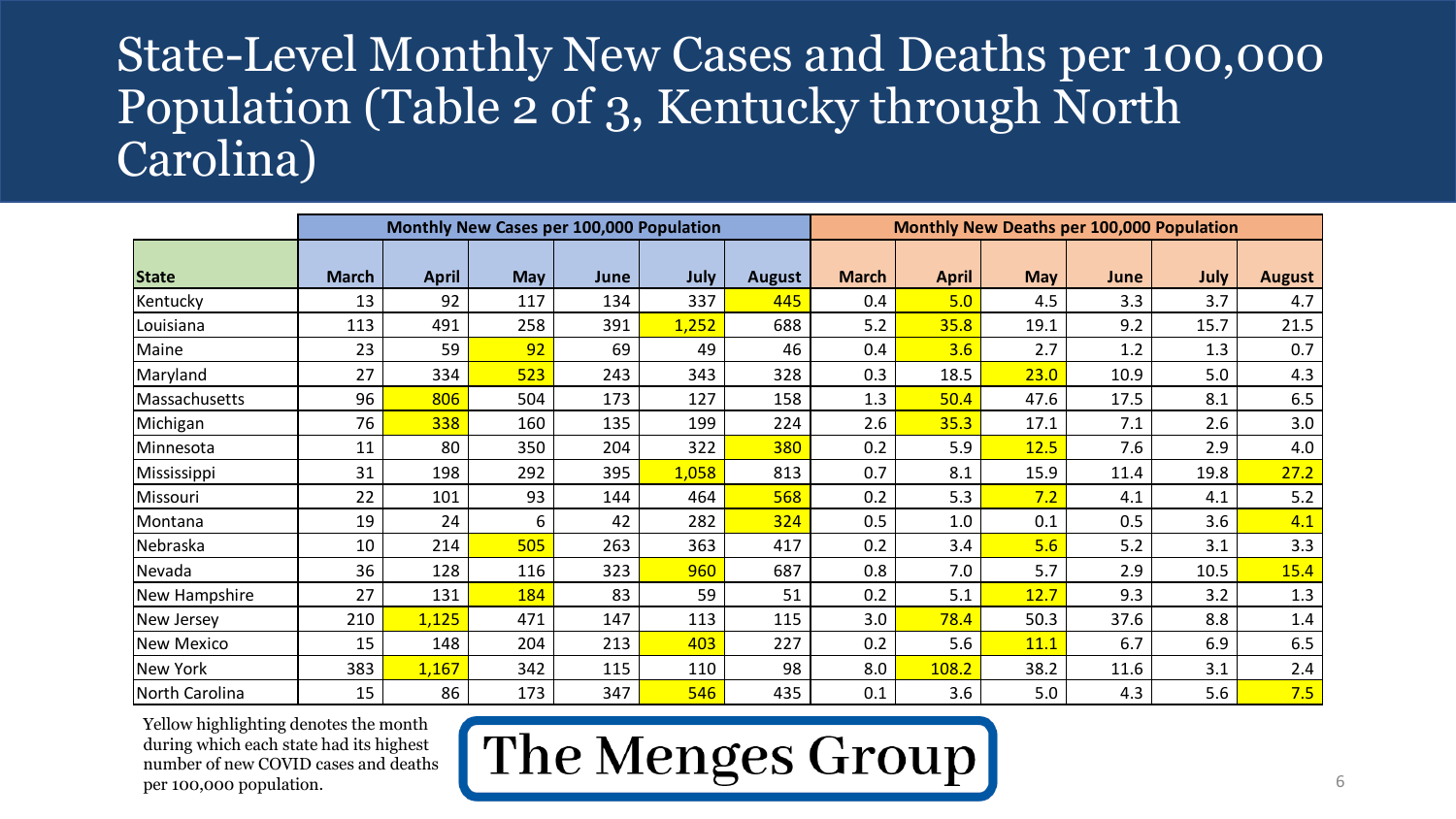# State-Level Monthly New Cases and Deaths per 100,000 Population (Table 2 of 3, Kentucky through North Carolina)

| | Monthly New Cases per 100,000 Population | | | | | | Monthly New Deaths per 100,000 Population | | | | | |
|---|---|---|---|---|---|---|---|---|---|---|---|---|
| **State** | **March** | **April** | **May** | **June** | **July** | **August** | **March** | **April** | **May** | **June** | **July** | **August** |
| Kentucky | 13 | 92 | 117 | 134 | 337 | 445 | 0.4 | 5.0 | 4.5 | 3.3 | 3.7 | 4.7 |
| Louisiana | 113 | 491 | 258 | 391 | 1,252 | 688 | 5.2 | 35.8 | 19.1 | 9.2 | 15.7 | 21.5 |
| Maine | 23 | 59 | 92 | 69 | 49 | 46 | 0.4 | 3.6 | 2.7 | 1.2 | 1.3 | 0.7 |
| Maryland | 27 | 334 | 523 | 243 | 343 | 328 | 0.3 | 18.5 | 23.0 | 10.9 | 5.0 | 4.3 |
| Massachusetts | 96 | 806 | 504 | 173 | 127 | 158 | 1.3 | 50.4 | 47.6 | 17.5 | 8.1 | 6.5 |
| Michigan | 76 | 338 | 160 | 135 | 199 | 224 | 2.6 | 35.3 | 17.1 | 7.1 | 2.6 | 3.0 |
| Minnesota | 11 | 80 | 350 | 204 | 322 | 380 | 0.2 | 5.9 | 12.5 | 7.6 | 2.9 | 4.0 |
| Mississippi | 31 | 198 | 292 | 395 | 1,058 | 813 | 0.7 | 8.1 | 15.9 | 11.4 | 19.8 | 27.2 |
| Missouri | 22 | 101 | 93 | 144 | 464 | 568 | 0.2 | 5.3 | 7.2 | 4.1 | 4.1 | 5.2 |
| Montana | 19 | 24 | 6 | 42 | 282 | 324 | 0.5 | 1.0 | 0.1 | 0.5 | 3.6 | 4.1 |
| Nebraska | 10 | 214 | 505 | 263 | 363 | 417 | 0.2 | 3.4 | 5.6 | 5.2 | 3.1 | 3.3 |
| Nevada | 36 | 128 | 116 | 323 | 960 | 687 | 0.8 | 7.0 | 5.7 | 2.9 | 10.5 | 15.4 |
| New Hampshire | 27 | 131 | 184 | 83 | 59 | 51 | 0.2 | 5.1 | 12.7 | 9.3 | 3.2 | 1.3 |
| New Jersey | 210 | 1,125 | 471 | 147 | 113 | 115 | 3.0 | 78.4 | 50.3 | 37.6 | 8.8 | 1.4 |
| New Mexico | 15 | 148 | 204 | 213 | 403 | 227 | 0.2 | 5.6 | 11.1 | 6.7 | 6.9 | 6.5 |
| New York | 383 | 1,167 | 342 | 115 | 110 | 98 | 8.0 | 108.2 | 38.2 | 11.6 | 3.1 | 2.4 |
| North Carolina | 15 | 86 | 173 | 347 | 546 | 435 | 0.1 | 3.6 | 5.0 | 4.3 | 5.6 | 7.5 |

Yellow highlighting denotes the month during which each state had its highest number of new COVID cases and deaths per 100,000 population.

The Menges Group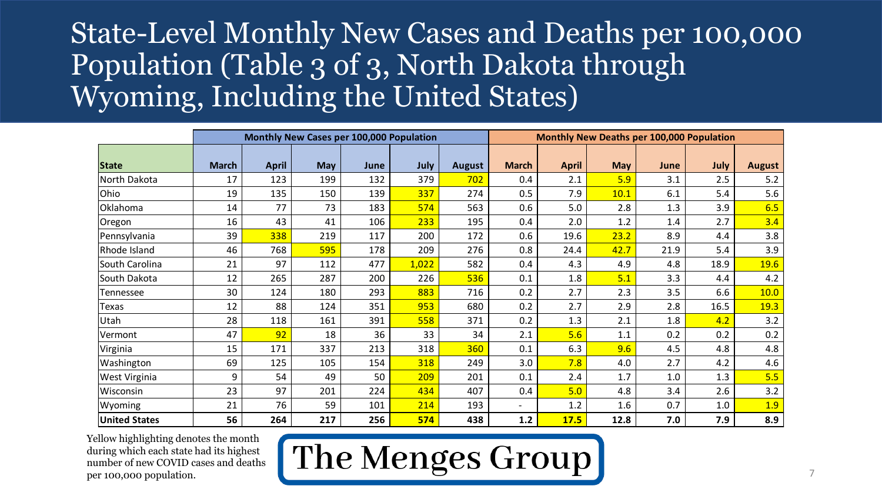# State-Level Monthly New Cases and Deaths per 100,000 Population (Table 3 of 3, North Dakota through Wyoming, Including the United States)

| | Monthly New Cases per 100,000 Population | | | | | | Monthly New Deaths per 100,000 Population | | | | | |
|---|---|---|---|---|---|---|---|---|---|---|---|---|
| **State** | **March** | **April** | **May** | **June** | **July** | **August** | **March** | **April** | **May** | **June** | **July** | **August** |
| North Dakota | 17 | 123 | 199 | 132 | 379 | 702 | 0.4 | 2.1 | 5.9 | 3.1 | 2.5 | 5.2 |
| Ohio | 19 | 135 | 150 | 139 | 337 | 274 | 0.5 | 7.9 | 10.1 | 6.1 | 5.4 | 5.6 |
| Oklahoma | 14 | 77 | 73 | 183 | 574 | 563 | 0.6 | 5.0 | 2.8 | 1.3 | 3.9 | 6.5 |
| Oregon | 16 | 43 | 41 | 106 | 233 | 195 | 0.4 | 2.0 | 1.2 | 1.4 | 2.7 | 3.4 |
| Pennsylvania | 39 | 338 | 219 | 117 | 200 | 172 | 0.6 | 19.6 | 23.2 | 8.9 | 4.4 | 3.8 |
| Rhode Island | 46 | 768 | 595 | 178 | 209 | 276 | 0.8 | 24.4 | 42.7 | 21.9 | 5.4 | 3.9 |
| South Carolina | 21 | 97 | 112 | 477 | 1,022 | 582 | 0.4 | 4.3 | 4.9 | 4.8 | 18.9 | 19.6 |
| South Dakota | 12 | 265 | 287 | 200 | 226 | 536 | 0.1 | 1.8 | 5.1 | 3.3 | 4.4 | 4.2 |
| Tennessee | 30 | 124 | 180 | 293 | 883 | 716 | 0.2 | 2.7 | 2.3 | 3.5 | 6.6 | 10.0 |
| Texas | 12 | 88 | 124 | 351 | 953 | 680 | 0.2 | 2.7 | 2.9 | 2.8 | 16.5 | 19.3 |
| Utah | 28 | 118 | 161 | 391 | 558 | 371 | 0.2 | 1.3 | 2.1 | 1.8 | 4.2 | 3.2 |
| Vermont | 47 | 92 | 18 | 36 | 33 | 34 | 2.1 | 5.6 | 1.1 | 0.2 | 0.2 | 0.2 |
| Virginia | 15 | 171 | 337 | 213 | 318 | 360 | 0.1 | 6.3 | 9.6 | 4.5 | 4.8 | 4.8 |
| Washington | 69 | 125 | 105 | 154 | 318 | 249 | 3.0 | 7.8 | 4.0 | 2.7 | 4.2 | 4.6 |
| West Virginia | 9 | 54 | 49 | 50 | 209 | 201 | 0.1 | 2.4 | 1.7 | 1.0 | 1.3 | 5.5 |
| Wisconsin | 23 | 97 | 201 | 224 | 434 | 407 | 0.4 | 5.0 | 4.8 | 3.4 | 2.6 | 3.2 |
| Wyoming | 21 | 76 | 59 | 101 | 214 | 193 | - | 1.2 | 1.6 | 0.7 | 1.0 | 1.9 |
| **United States** | **56** | **264** | **217** | **256** | **574** | **438** | **1.2** | **17.5** | **12.8** | **7.0** | **7.9** | **8.9** |

Yellow highlighting denotes the month during which each state had its highest number of new COVID cases and deaths per 100,000 population.

The Menges Group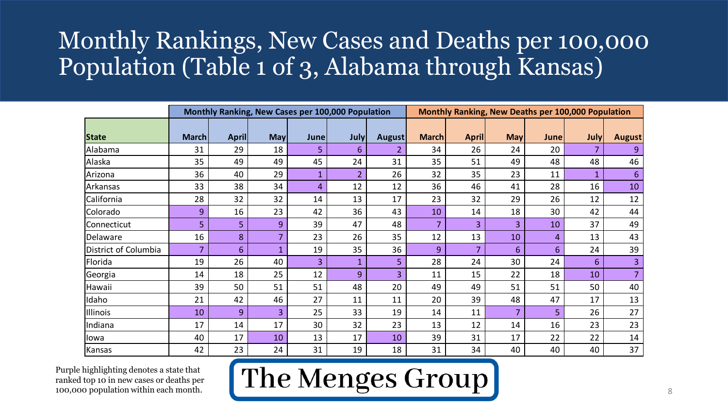# Monthly Rankings, New Cases and Deaths per 100,000 Population (Table 1 of 3, Alabama through Kansas)

| | Monthly Ranking, New Cases per 100,000 Population | | | | | | Monthly Ranking, New Deaths per 100,000 Population | | | | | |
|---|---|---|---|---|---|---|---|---|---|---|---|---|
| **State** | **March** | **April** | **May** | **June** | **July** | **August** | **March** | **April** | **May** | **June** | **July** | **August** |
| Alabama | 31 | 29 | 18 | 5 | 6 | 2 | 34 | 26 | 24 | 20 | 7 | 9 |
| Alaska | 35 | 49 | 49 | 45 | 24 | 31 | 35 | 51 | 49 | 48 | 48 | 46 |
| Arizona | 36 | 40 | 29 | 1 | 2 | 26 | 32 | 35 | 23 | 11 | 1 | 6 |
| Arkansas | 33 | 38 | 34 | 4 | 12 | 12 | 36 | 46 | 41 | 28 | 16 | 10 |
| California | 28 | 32 | 32 | 14 | 13 | 17 | 23 | 32 | 29 | 26 | 12 | 12 |
| Colorado | 9 | 16 | 23 | 42 | 36 | 43 | 10 | 14 | 18 | 30 | 42 | 44 |
| Connecticut | 5 | 5 | 9 | 39 | 47 | 48 | 7 | 3 | 3 | 10 | 37 | 49 |
| Delaware | 16 | 8 | 7 | 23 | 26 | 35 | 12 | 13 | 10 | 4 | 13 | 43 |
| District of Columbia | 7 | 6 | 1 | 19 | 35 | 36 | 9 | 7 | 6 | 6 | 24 | 39 |
| Florida | 19 | 26 | 40 | 3 | 1 | 5 | 28 | 24 | 30 | 24 | 6 | 3 |
| Georgia | 14 | 18 | 25 | 12 | 9 | 3 | 11 | 15 | 22 | 18 | 10 | 7 |
| Hawaii | 39 | 50 | 51 | 51 | 48 | 20 | 49 | 49 | 51 | 51 | 50 | 40 |
| Idaho | 21 | 42 | 46 | 27 | 11 | 11 | 20 | 39 | 48 | 47 | 17 | 13 |
| Illinois | 10 | 9 | 3 | 25 | 33 | 19 | 14 | 11 | 7 | 5 | 26 | 27 |
| Indiana | 17 | 14 | 17 | 30 | 32 | 23 | 13 | 12 | 14 | 16 | 23 | 23 |
| Iowa | 40 | 17 | 10 | 13 | 17 | 10 | 39 | 31 | 17 | 22 | 22 | 14 |
| Kansas | 42 | 23 | 24 | 31 | 19 | 18 | 31 | 34 | 40 | 40 | 40 | 37 |

Purple highlighting denotes a state that ranked top 10 in new cases or deaths per 100,000 population within each month.

The Menges Group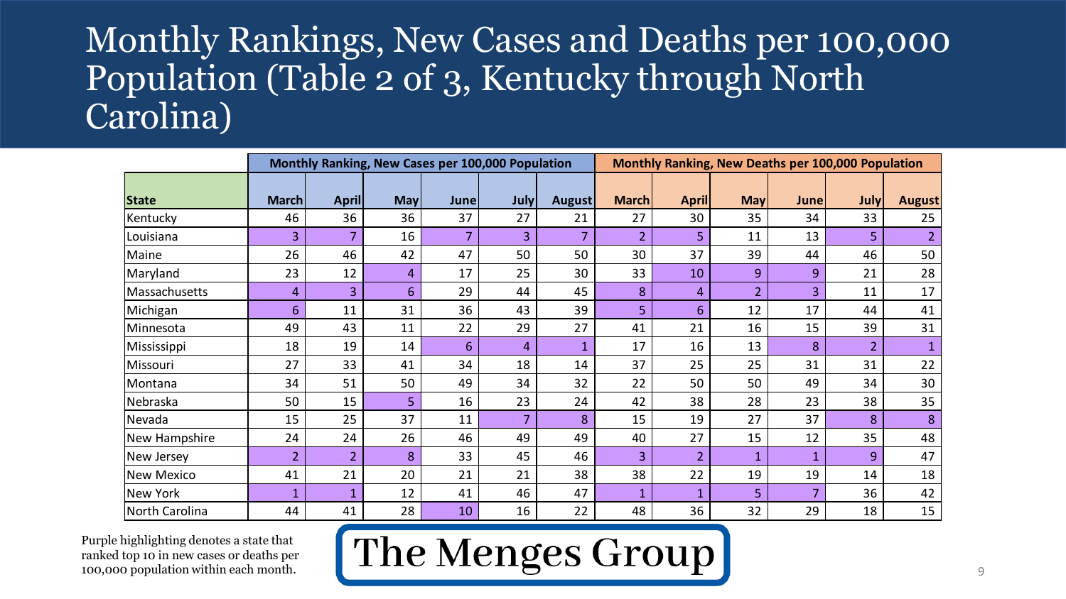# Monthly Rankings, New Cases and Deaths per 100,000 Population (Table 2 of 3, Kentucky through North Carolina)

| | Monthly Ranking, New Cases per 100,000 Population | | | | | | Monthly Ranking, New Deaths per 100,000 Population | | | | | |
|---|---|---|---|---|---|---|---|---|---|---|---|---|
| **State** | **March** | **April** | **May** | **June** | **July** | **August** | **March** | **April** | **May** | **June** | **July** | **August** |
| Kentucky | 46 | 36 | 36 | 37 | 27 | 21 | 27 | 30 | 35 | 34 | 33 | 25 |
| Louisiana | 3 | 7 | 16 | 7 | 3 | 7 | 2 | 5 | 11 | 13 | 5 | 2 |
| Maine | 26 | 46 | 42 | 47 | 50 | 50 | 30 | 37 | 39 | 44 | 46 | 50 |
| Maryland | 23 | 12 | 4 | 17 | 25 | 30 | 33 | 10 | 9 | 9 | 21 | 28 |
| Massachusetts | 4 | 3 | 6 | 29 | 44 | 45 | 8 | 4 | 2 | 3 | 11 | 17 |
| Michigan | 6 | 11 | 31 | 36 | 43 | 39 | 5 | 6 | 12 | 17 | 44 | 41 |
| Minnesota | 49 | 43 | 11 | 22 | 29 | 27 | 41 | 21 | 16 | 15 | 39 | 31 |
| Mississippi | 18 | 19 | 14 | 6 | 4 | 1 | 17 | 16 | 13 | 8 | 2 | 1 |
| Missouri | 27 | 33 | 41 | 34 | 18 | 14 | 37 | 25 | 25 | 31 | 31 | 22 |
| Montana | 34 | 51 | 50 | 49 | 34 | 32 | 22 | 50 | 50 | 49 | 34 | 30 |
| Nebraska | 50 | 15 | 5 | 16 | 23 | 24 | 42 | 38 | 28 | 23 | 38 | 35 |
| Nevada | 15 | 25 | 37 | 11 | 7 | 8 | 15 | 19 | 27 | 37 | 8 | 8 |
| New Hampshire | 24 | 24 | 26 | 46 | 49 | 49 | 40 | 27 | 15 | 12 | 35 | 48 |
| New Jersey | 2 | 2 | 8 | 33 | 45 | 46 | 3 | 2 | 1 | 1 | 9 | 47 |
| New Mexico | 41 | 21 | 20 | 21 | 21 | 38 | 38 | 22 | 19 | 19 | 14 | 18 |
| New York | 1 | 1 | 12 | 41 | 46 | 47 | 1 | 1 | 5 | 7 | 36 | 42 |
| North Carolina | 44 | 41 | 28 | 10 | 16 | 22 | 48 | 36 | 32 | 29 | 18 | 15 |

Purple highlighting denotes a state that ranked top 10 in new cases or deaths per 100,000 population within each month.

The Menges Group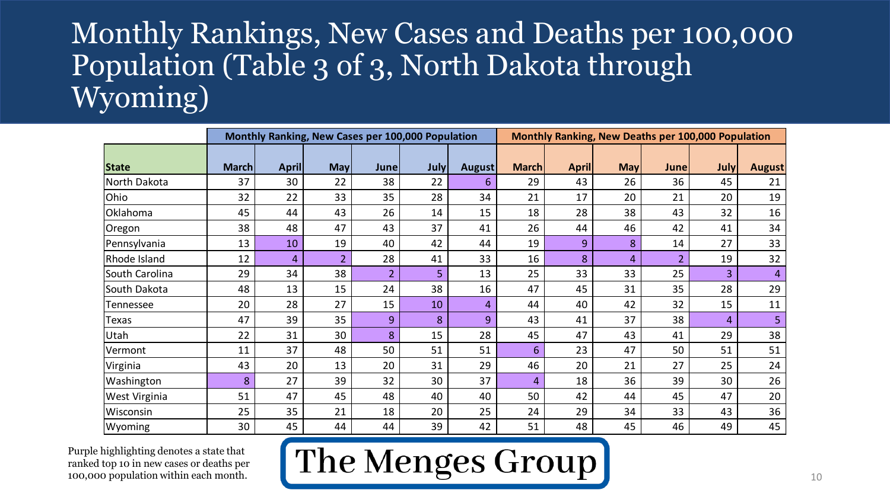# Monthly Rankings, New Cases and Deaths per 100,000 Population (Table 3 of 3, North Dakota through Wyoming)

| | Monthly Ranking, New Cases per 100,000 Population | | | | | | Monthly Ranking, New Deaths per 100,000 Population | | | | | |
|---|---|---|---|---|---|---|---|---|---|---|---|---|
| **State** | **March** | **April** | **May** | **June** | **July** | **August** | **March** | **April** | **May** | **June** | **July** | **August** |
| North Dakota | 37 | 30 | 22 | 38 | 22 | 6 | 29 | 43 | 26 | 36 | 45 | 21 |
| Ohio | 32 | 22 | 33 | 35 | 28 | 34 | 21 | 17 | 20 | 21 | 20 | 19 |
| Oklahoma | 45 | 44 | 43 | 26 | 14 | 15 | 18 | 28 | 38 | 43 | 32 | 16 |
| Oregon | 38 | 48 | 47 | 43 | 37 | 41 | 26 | 44 | 46 | 42 | 41 | 34 |
| Pennsylvania | 13 | 10 | 19 | 40 | 42 | 44 | 19 | 9 | 8 | 14 | 27 | 33 |
| Rhode Island | 12 | 4 | 2 | 28 | 41 | 33 | 16 | 8 | 4 | 2 | 19 | 32 |
| South Carolina | 29 | 34 | 38 | 2 | 5 | 13 | 25 | 33 | 33 | 25 | 3 | 4 |
| South Dakota | 48 | 13 | 15 | 24 | 38 | 16 | 47 | 45 | 31 | 35 | 28 | 29 |
| Tennessee | 20 | 28 | 27 | 15 | 10 | 4 | 44 | 40 | 42 | 32 | 15 | 11 |
| Texas | 47 | 39 | 35 | 9 | 8 | 9 | 43 | 41 | 37 | 38 | 4 | 5 |
| Utah | 22 | 31 | 30 | 8 | 15 | 28 | 45 | 47 | 43 | 41 | 29 | 38 |
| Vermont | 11 | 37 | 48 | 50 | 51 | 51 | 6 | 23 | 47 | 50 | 51 | 51 |
| Virginia | 43 | 20 | 13 | 20 | 31 | 29 | 46 | 20 | 21 | 27 | 25 | 24 |
| Washington | 8 | 27 | 39 | 32 | 30 | 37 | 4 | 18 | 36 | 39 | 30 | 26 |
| West Virginia | 51 | 47 | 45 | 48 | 40 | 40 | 50 | 42 | 44 | 45 | 47 | 20 |
| Wisconsin | 25 | 35 | 21 | 18 | 20 | 25 | 24 | 29 | 34 | 33 | 43 | 36 |
| Wyoming | 30 | 45 | 44 | 44 | 39 | 42 | 51 | 48 | 45 | 46 | 49 | 45 |

Purple highlighting denotes a state that ranked top 10 in new cases or deaths per 100,000 population within each month.

The Menges Group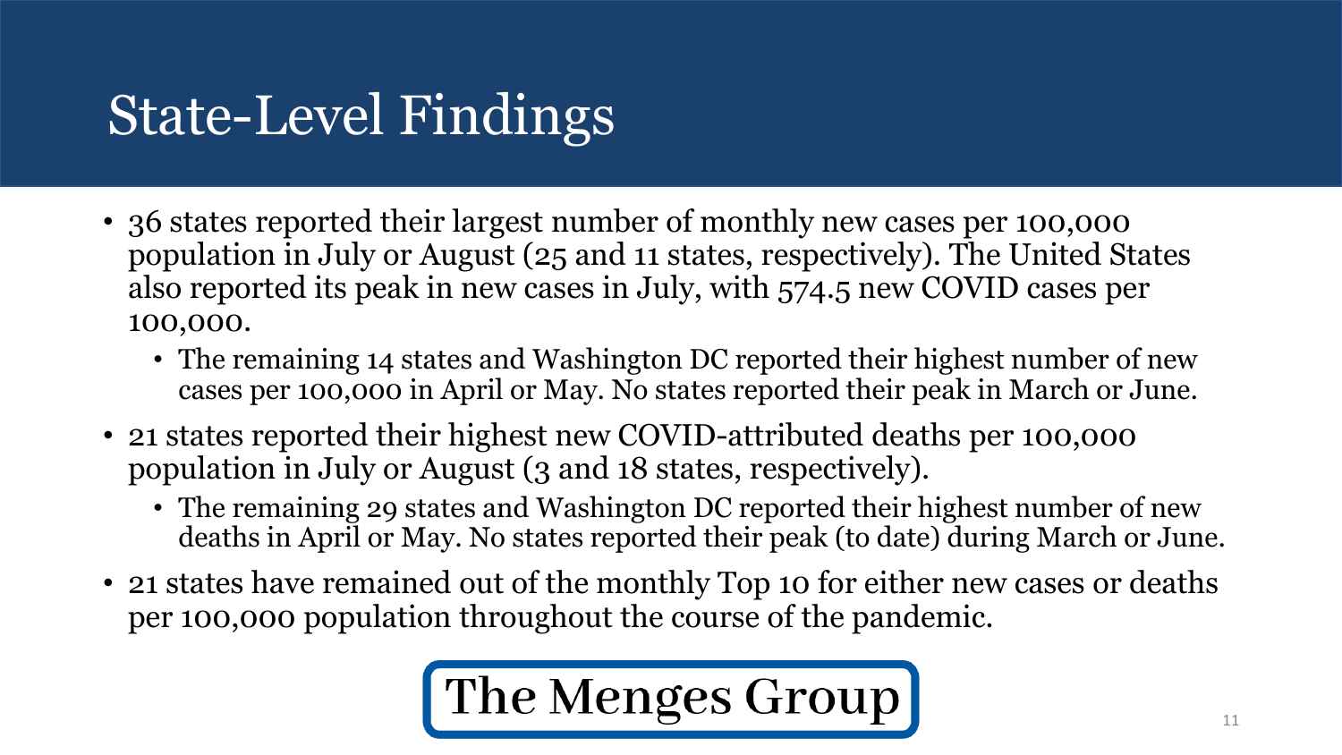# State-Level Findings

- 36 states reported their largest number of monthly new cases per 100,000 population in July or August (25 and 11 states, respectively). The United States also reported its peak in new cases in July, with 574.5 new COVID cases per 100,000.
  - The remaining 14 states and Washington DC reported their highest number of new cases per 100,000 in April or May. No states reported their peak in March or June.
- 21 states reported their highest new COVID-attributed deaths per 100,000 population in July or August (3 and 18 states, respectively).
  - The remaining 29 states and Washington DC reported their highest number of new deaths in April or May. No states reported their peak (to date) during March or June.
- 21 states have remained out of the monthly Top 10 for either new cases or deaths per 100,000 population throughout the course of the pandemic.

The Menges Group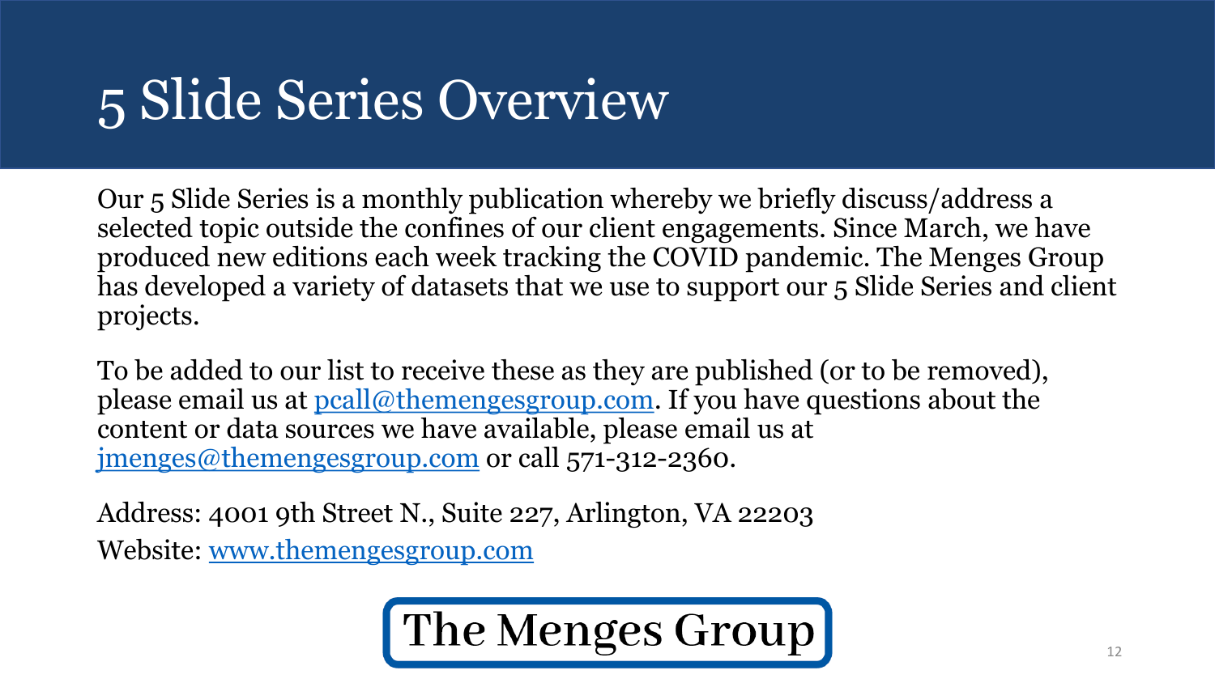# 5 Slide Series Overview

Our 5 Slide Series is a monthly publication whereby we briefly discuss/address a selected topic outside the confines of our client engagements. Since March, we have produced new editions each week tracking the COVID pandemic. The Menges Group has developed a variety of datasets that we use to support our 5 Slide Series and client projects.

To be added to our list to receive these as they are published (or to be removed), please email us at pcall@themengesgroup.com. If you have questions about the content or data sources we have available, please email us at jmenges@themengesgroup.com or call 571-312-2360.

Address: 4001 9th Street N., Suite 227, Arlington, VA 22203

Website: www.themengesgroup.com

The Menges Group